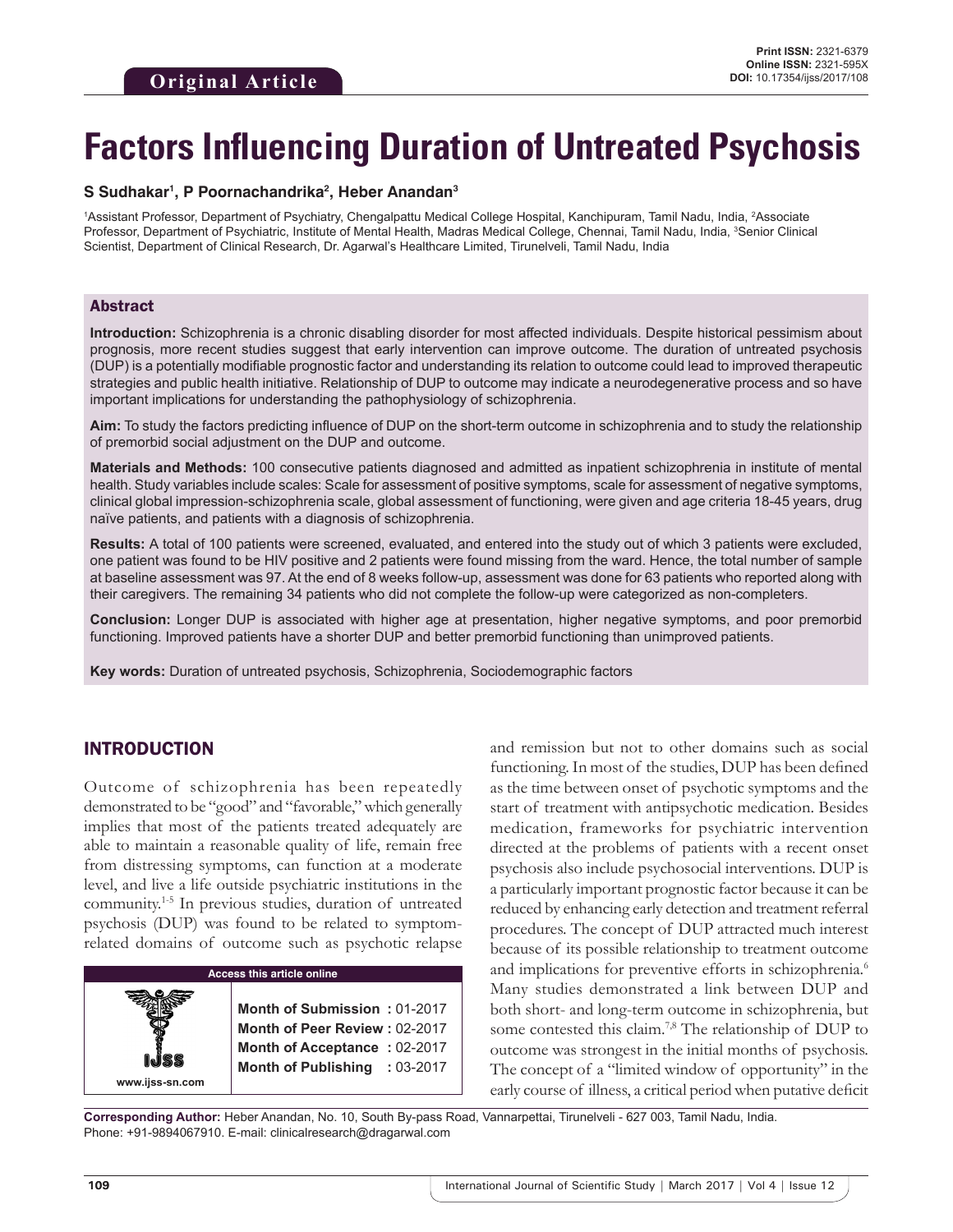**Original Article**

# Factors Influencing Duration of Untreated Psychosis

**S Sudhakar[1], P Poornachandrika[2], Heber Anandan[3]**

[1]Assistant Professor, Department of Psychiatry, Chengalpattu Medical College Hospital, Kanchipuram, Tamil Nadu, India, [2]Associate Professor, Department of Psychiatric, Institute of Mental Health, Madras Medical College, Chennai, Tamil Nadu, India, [3]Senior Clinical Scientist, Department of Clinical Research, Dr. Agarwal's Healthcare Limited, Tirunelveli, Tamil Nadu, India

## Abstract

**Introduction:** Schizophrenia is a chronic disabling disorder for most affected individuals. Despite historical pessimism about prognosis, more recent studies suggest that early intervention can improve outcome. The duration of untreated psychosis (DUP) is a potentially modifiable prognostic factor and understanding its relation to outcome could lead to improved therapeutic strategies and public health initiative. Relationship of DUP to outcome may indicate a neurodegenerative process and so have important implications for understanding the pathophysiology of schizophrenia.

**Aim:** To study the factors predicting influence of DUP on the short-term outcome in schizophrenia and to study the relationship of premorbid social adjustment on the DUP and outcome.

**Materials and Methods:** 100 consecutive patients diagnosed and admitted as inpatient schizophrenia in institute of mental health. Study variables include scales: Scale for assessment of positive symptoms, scale for assessment of negative symptoms, clinical global impression-schizophrenia scale, global assessment of functioning, were given and age criteria 18-45 years, drug naïve patients, and patients with a diagnosis of schizophrenia.

**Results:** A total of 100 patients were screened, evaluated, and entered into the study out of which 3 patients were excluded, one patient was found to be HIV positive and 2 patients were found missing from the ward. Hence, the total number of sample at baseline assessment was 97. At the end of 8 weeks follow-up, assessment was done for 63 patients who reported along with their caregivers. The remaining 34 patients who did not complete the follow-up were categorized as non-completers.

**Conclusion:** Longer DUP is associated with higher age at presentation, higher negative symptoms, and poor premorbid functioning. Improved patients have a shorter DUP and better premorbid functioning than unimproved patients.

**Key words:** Duration of untreated psychosis, Schizophrenia, Sociodemographic factors

## INTRODUCTION

Outcome of schizophrenia has been repeatedly demonstrated to be "good" and "favorable," which generally implies that most of the patients treated adequately are able to maintain a reasonable quality of life, remain free from distressing symptoms, can function at a moderate level, and live a life outside psychiatric institutions in the community.[1-5] In previous studies, duration of untreated psychosis (DUP) was found to be related to symptom-related domains of outcome such as psychotic relapse and remission but not to other domains such as social functioning. In most of the studies, DUP has been defined as the time between onset of psychotic symptoms and the start of treatment with antipsychotic medication. Besides medication, frameworks for psychiatric intervention directed at the problems of patients with a recent onset psychosis also include psychosocial interventions. DUP is a particularly important prognostic factor because it can be reduced by enhancing early detection and treatment referral procedures. The concept of DUP attracted much interest because of its possible relationship to treatment outcome and implications for preventive efforts in schizophrenia.[6] Many studies demonstrated a link between DUP and both short- and long-term outcome in schizophrenia, but some contested this claim.[7,8] The relationship of DUP to outcome was strongest in the initial months of psychosis. The concept of a "limited window of opportunity" in the early course of illness, a critical period when putative deficit

| Access this article online | |
|---|---|
| www.ijss-sn.com | **Month of Submission :** 01-2017<br>**Month of Peer Review :** 02-2017<br>**Month of Acceptance :** 02-2017<br>**Month of Publishing :** 03-2017 |

**Corresponding Author:** Heber Anandan, No. 10, South By-pass Road, Vannarpettai, Tirunelveli - 627 003, Tamil Nadu, India. Phone: +91-9894067910. E-mail: clinicalresearch@dragarwal.com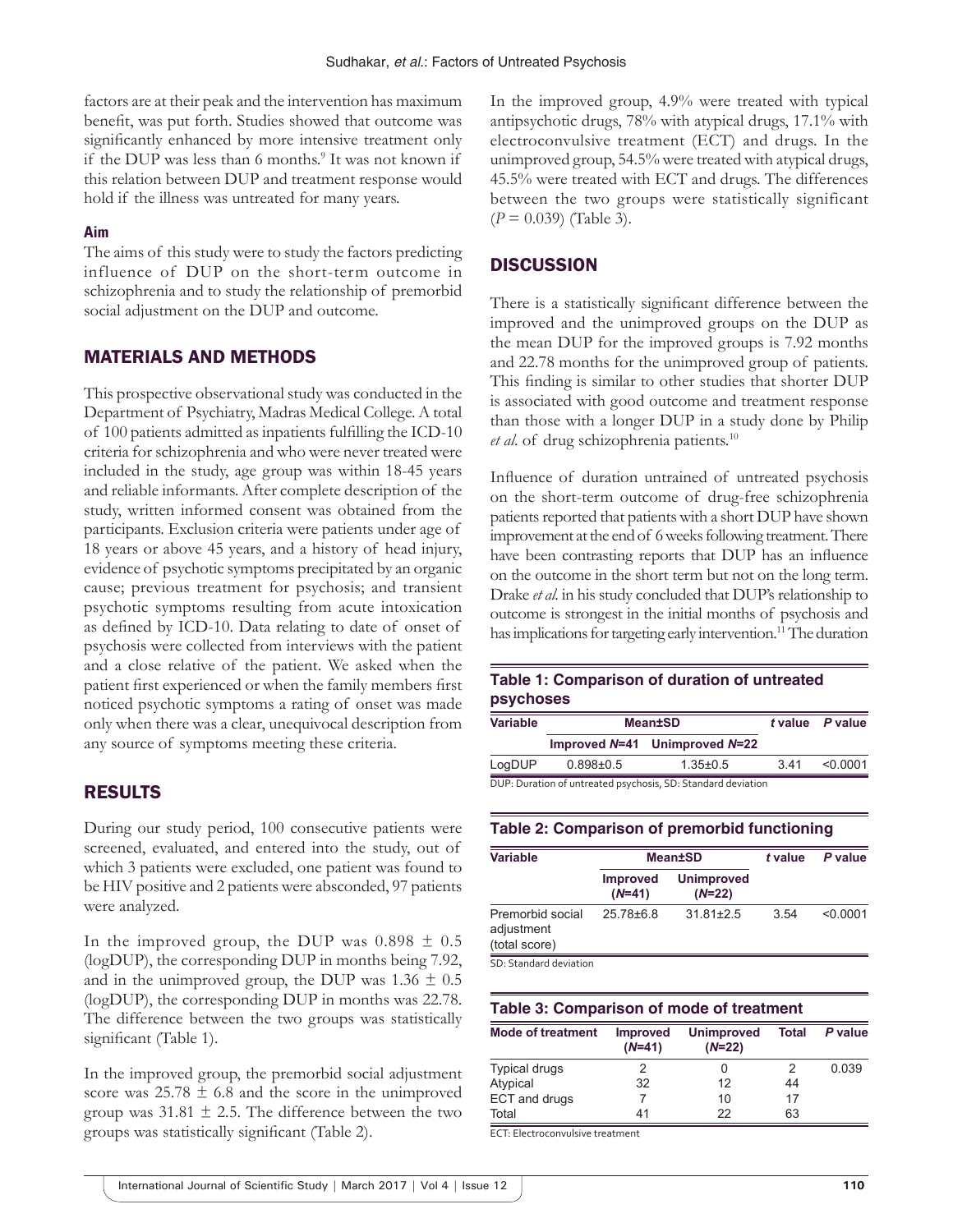factors are at their peak and the intervention has maximum benefit, was put forth. Studies showed that outcome was significantly enhanced by more intensive treatment only if the DUP was less than 6 months.[9] It was not known if this relation between DUP and treatment response would hold if the illness was untreated for many years.

### Aim

The aims of this study were to study the factors predicting influence of DUP on the short-term outcome in schizophrenia and to study the relationship of premorbid social adjustment on the DUP and outcome.

## MATERIALS AND METHODS

This prospective observational study was conducted in the Department of Psychiatry, Madras Medical College. A total of 100 patients admitted as inpatients fulfilling the ICD-10 criteria for schizophrenia and who were never treated were included in the study, age group was within 18-45 years and reliable informants. After complete description of the study, written informed consent was obtained from the participants. Exclusion criteria were patients under age of 18 years or above 45 years, and a history of head injury, evidence of psychotic symptoms precipitated by an organic cause; previous treatment for psychosis; and transient psychotic symptoms resulting from acute intoxication as defined by ICD-10. Data relating to date of onset of psychosis were collected from interviews with the patient and a close relative of the patient. We asked when the patient first experienced or when the family members first noticed psychotic symptoms a rating of onset was made only when there was a clear, unequivocal description from any source of symptoms meeting these criteria.

## RESULTS

During our study period, 100 consecutive patients were screened, evaluated, and entered into the study, out of which 3 patients were excluded, one patient was found to be HIV positive and 2 patients were absconded, 97 patients were analyzed.

In the improved group, the DUP was $0.898 \pm 0.5$ (logDUP), the corresponding DUP in months being 7.92, and in the unimproved group, the DUP was $1.36 \pm 0.5$ (logDUP), the corresponding DUP in months was 22.78. The difference between the two groups was statistically significant (Table 1).

In the improved group, the premorbid social adjustment score was $25.78 \pm 6.8$ and the score in the unimproved group was $31.81 \pm 2.5$. The difference between the two groups was statistically significant (Table 2).

In the improved group, 4.9% were treated with typical antipsychotic drugs, 78% with atypical drugs, 17.1% with electroconvulsive treatment (ECT) and drugs. In the unimproved group, 54.5% were treated with atypical drugs, 45.5% were treated with ECT and drugs. The differences between the two groups were statistically significant ($P = 0.039$) (Table 3).

## DISCUSSION

There is a statistically significant difference between the improved and the unimproved groups on the DUP as the mean DUP for the improved groups is 7.92 months and 22.78 months for the unimproved group of patients. This finding is similar to other studies that shorter DUP is associated with good outcome and treatment response than those with a longer DUP in a study done by Philip *et al*. of drug schizophrenia patients.[10]

Influence of duration untrained of untreated psychosis on the short-term outcome of drug-free schizophrenia patients reported that patients with a short DUP have shown improvement at the end of 6 weeks following treatment. There have been contrasting reports that DUP has an influence on the outcome in the short term but not on the long term. Drake *et al*. in his study concluded that DUP's relationship to outcome is strongest in the initial months of psychosis and has implications for targeting early intervention.[11] The duration

**Table 1: Comparison of duration of untreated psychoses**

| Variable | Mean±SD | | *t* value | *P* value |
|---|---|---|---|---|
| | Improved *N*=41 | Unimproved *N*=22 | | |
| LogDUP | 0.898±0.5 | 1.35±0.5 | 3.41 | <0.0001 |

DUP: Duration of untreated psychosis, SD: Standard deviation

**Table 2: Comparison of premorbid functioning**

| Variable | Mean±SD | | *t* value | *P* value |
|---|---|---|---|---|
| | Improved (*N*=41) | Unimproved (*N*=22) | | |
| Premorbid social adjustment (total score) | 25.78±6.8 | 31.81±2.5 | 3.54 | <0.0001 |

SD: Standard deviation

**Table 3: Comparison of mode of treatment**

| Mode of treatment | Improved (*N*=41) | Unimproved (*N*=22) | Total | *P* value |
|---|---|---|---|---|
| Typical drugs | 2 | 0 | 2 | 0.039 |
| Atypical | 32 | 12 | 44 | |
| ECT and drugs | 7 | 10 | 17 | |
| Total | 41 | 22 | 63 | |

ECT: Electroconvulsive treatment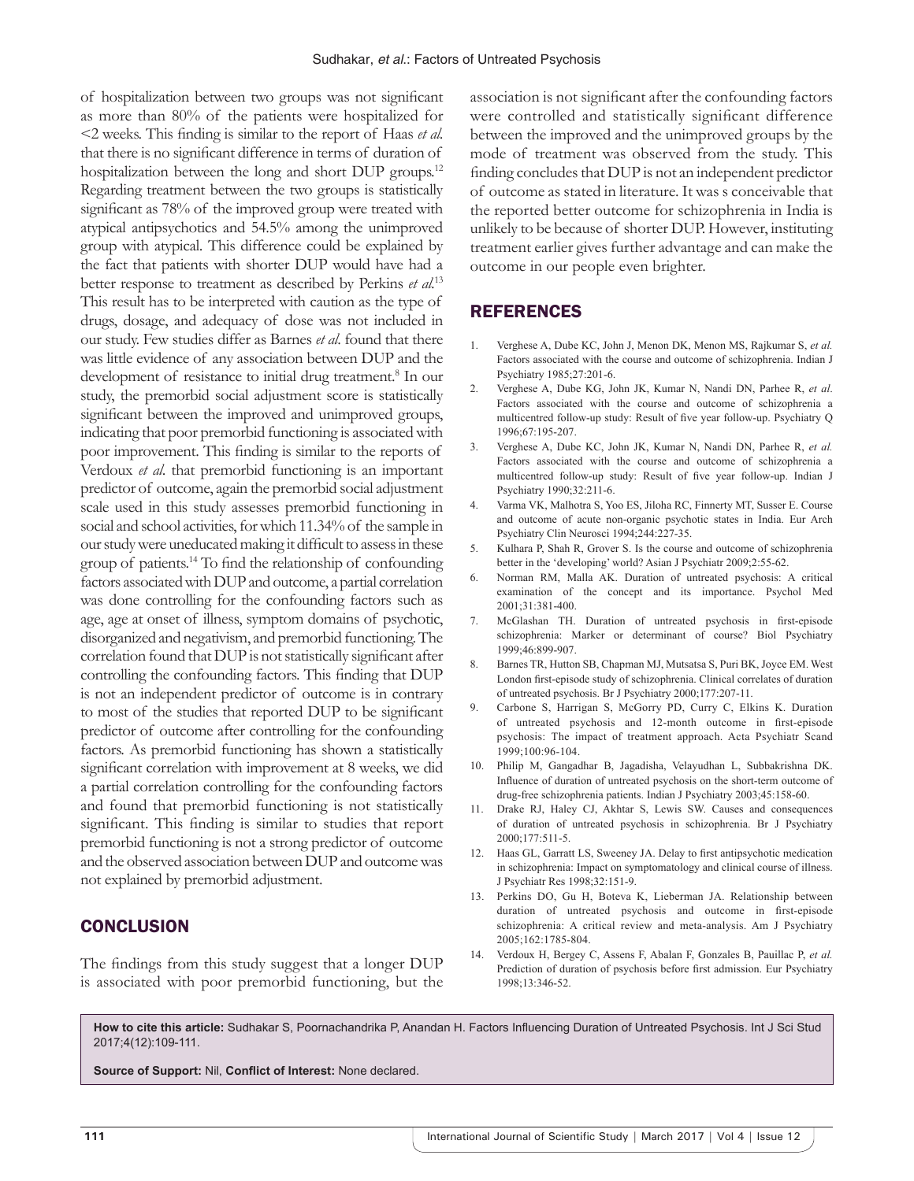of hospitalization between two groups was not significant as more than 80% of the patients were hospitalized for <2 weeks. This finding is similar to the report of Haas *et al.* that there is no significant difference in terms of duration of hospitalization between the long and short DUP groups.[12] Regarding treatment between the two groups is statistically significant as 78% of the improved group were treated with atypical antipsychotics and 54.5% among the unimproved group with atypical. This difference could be explained by the fact that patients with shorter DUP would have had a better response to treatment as described by Perkins *et al.*[13] This result has to be interpreted with caution as the type of drugs, dosage, and adequacy of dose was not included in our study. Few studies differ as Barnes *et al.* found that there was little evidence of any association between DUP and the development of resistance to initial drug treatment.[8] In our study, the premorbid social adjustment score is statistically significant between the improved and unimproved groups, indicating that poor premorbid functioning is associated with poor improvement. This finding is similar to the reports of Verdoux *et al.* that premorbid functioning is an important predictor of outcome, again the premorbid social adjustment scale used in this study assesses premorbid functioning in social and school activities, for which 11.34% of the sample in our study were uneducated making it difficult to assess in these group of patients.[14] To find the relationship of confounding factors associated with DUP and outcome, a partial correlation was done controlling for the confounding factors such as age, age at onset of illness, symptom domains of psychotic, disorganized and negativism, and premorbid functioning. The correlation found that DUP is not statistically significant after controlling the confounding factors. This finding that DUP is not an independent predictor of outcome is in contrary to most of the studies that reported DUP to be significant predictor of outcome after controlling for the confounding factors. As premorbid functioning has shown a statistically significant correlation with improvement at 8 weeks, we did a partial correlation controlling for the confounding factors and found that premorbid functioning is not statistically significant. This finding is similar to studies that report premorbid functioning is not a strong predictor of outcome and the observed association between DUP and outcome was not explained by premorbid adjustment.

## CONCLUSION

The findings from this study suggest that a longer DUP is associated with poor premorbid functioning, but the association is not significant after the confounding factors were controlled and statistically significant difference between the improved and the unimproved groups by the mode of treatment was observed from the study. This finding concludes that DUP is not an independent predictor of outcome as stated in literature. It was s conceivable that the reported better outcome for schizophrenia in India is unlikely to be because of shorter DUP. However, instituting treatment earlier gives further advantage and can make the outcome in our people even brighter.

## REFERENCES

1. Verghese A, Dube KC, John J, Menon DK, Menon MS, Rajkumar S, *et al.* Factors associated with the course and outcome of schizophrenia. Indian J Psychiatry 1985;27:201-6.
2. Verghese A, Dube KG, John JK, Kumar N, Nandi DN, Parhee R, *et al.* Factors associated with the course and outcome of schizophrenia a multicentred follow-up study: Result of five year follow-up. Psychiatry Q 1996;67:195-207.
3. Verghese A, Dube KC, John JK, Kumar N, Nandi DN, Parhee R, *et al.* Factors associated with the course and outcome of schizophrenia a multicentred follow-up study: Result of five year follow-up. Indian J Psychiatry 1990;32:211-6.
4. Varma VK, Malhotra S, Yoo ES, Jiloha RC, Finnerty MT, Susser E. Course and outcome of acute non-organic psychotic states in India. Eur Arch Psychiatry Clin Neurosci 1994;244:227-35.
5. Kulhara P, Shah R, Grover S. Is the course and outcome of schizophrenia better in the 'developing' world? Asian J Psychiatr 2009;2:55-62.
6. Norman RM, Malla AK. Duration of untreated psychosis: A critical examination of the concept and its importance. Psychol Med 2001;31:381-400.
7. McGlashan TH. Duration of untreated psychosis in first-episode schizophrenia: Marker or determinant of course? Biol Psychiatry 1999;46:899-907.
8. Barnes TR, Hutton SB, Chapman MJ, Mutsatsa S, Puri BK, Joyce EM. West London first-episode study of schizophrenia. Clinical correlates of duration of untreated psychosis. Br J Psychiatry 2000;177:207-11.
9. Carbone S, Harrigan S, McGorry PD, Curry C, Elkins K. Duration of untreated psychosis and 12-month outcome in first-episode psychosis: The impact of treatment approach. Acta Psychiatr Scand 1999;100:96-104.
10. Philip M, Gangadhar B, Jagadisha, Velayudhan L, Subbakrishna DK. Influence of duration of untreated psychosis on the short-term outcome of drug-free schizophrenia patients. Indian J Psychiatry 2003;45:158-60.
11. Drake RJ, Haley CJ, Akhtar S, Lewis SW. Causes and consequences of duration of untreated psychosis in schizophrenia. Br J Psychiatry 2000;177:511-5.
12. Haas GL, Garratt LS, Sweeney JA. Delay to first antipsychotic medication in schizophrenia: Impact on symptomatology and clinical course of illness. J Psychiatr Res 1998;32:151-9.
13. Perkins DO, Gu H, Boteva K, Lieberman JA. Relationship between duration of untreated psychosis and outcome in first-episode schizophrenia: A critical review and meta-analysis. Am J Psychiatry 2005;162:1785-804.
14. Verdoux H, Bergey C, Assens F, Abalan F, Gonzales B, Pauillac P, *et al.* Prediction of duration of psychosis before first admission. Eur Psychiatry 1998;13:346-52.

**How to cite this article:** Sudhakar S, Poornachandrika P, Anandan H. Factors Influencing Duration of Untreated Psychosis. Int J Sci Stud 2017;4(12):109-111.

**Source of Support:** Nil, **Conflict of Interest:** None declared.